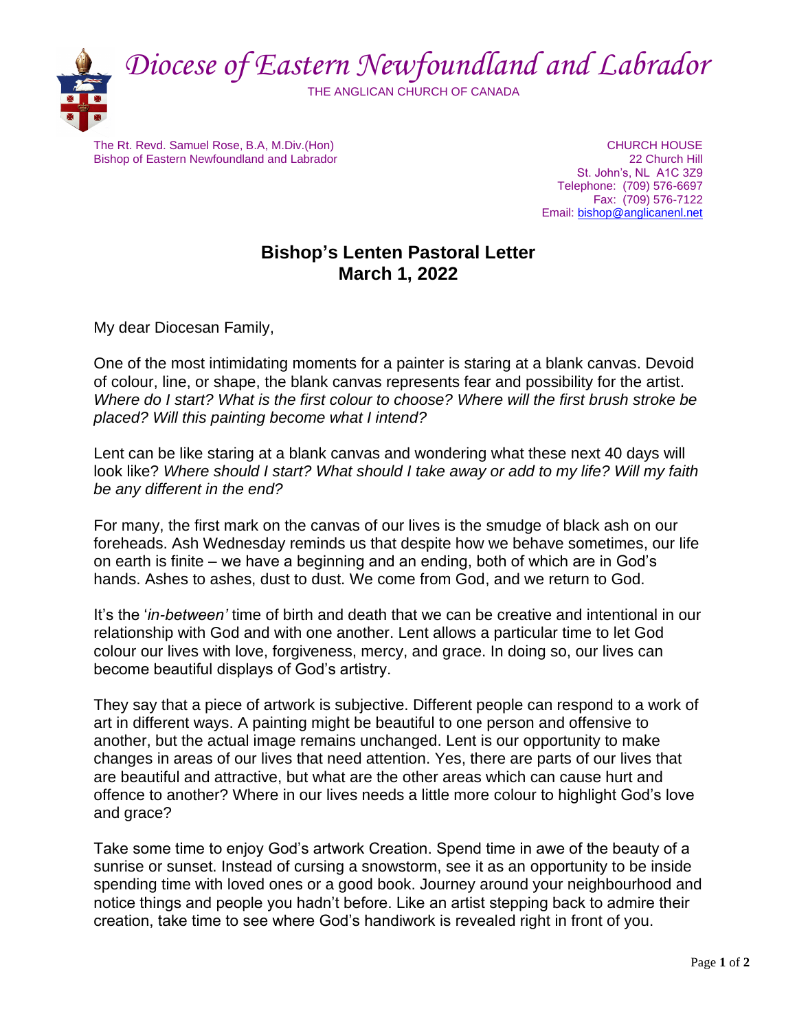*Diocese of Eastern Newfoundland and Labrador*

THE ANGLICAN CHURCH OF CANADA

The Rt. Revd. Samuel Rose, B.A, M.Div.(Hon)
Bishop of Eastern Newfoundland and Labrador

CHURCH HOUSE
22 Church Hill
St. John's, NL A1C 3Z9
Telephone: (709) 576-6697
Fax: (709) 576-7122
Email: bishop@anglicanenl.net

## Bishop's Lenten Pastoral Letter
## March 1, 2022

My dear Diocesan Family,

One of the most intimidating moments for a painter is staring at a blank canvas. Devoid of colour, line, or shape, the blank canvas represents fear and possibility for the artist. *Where do I start? What is the first colour to choose? Where will the first brush stroke be placed? Will this painting become what I intend?*

Lent can be like staring at a blank canvas and wondering what these next 40 days will look like? *Where should I start? What should I take away or add to my life? Will my faith be any different in the end?*

For many, the first mark on the canvas of our lives is the smudge of black ash on our foreheads. Ash Wednesday reminds us that despite how we behave sometimes, our life on earth is finite – we have a beginning and an ending, both of which are in God's hands. Ashes to ashes, dust to dust. We come from God, and we return to God.

It's the '*in-between'* time of birth and death that we can be creative and intentional in our relationship with God and with one another. Lent allows a particular time to let God colour our lives with love, forgiveness, mercy, and grace. In doing so, our lives can become beautiful displays of God's artistry.

They say that a piece of artwork is subjective. Different people can respond to a work of art in different ways. A painting might be beautiful to one person and offensive to another, but the actual image remains unchanged. Lent is our opportunity to make changes in areas of our lives that need attention. Yes, there are parts of our lives that are beautiful and attractive, but what are the other areas which can cause hurt and offence to another? Where in our lives needs a little more colour to highlight God's love and grace?

Take some time to enjoy God's artwork Creation. Spend time in awe of the beauty of a sunrise or sunset. Instead of cursing a snowstorm, see it as an opportunity to be inside spending time with loved ones or a good book. Journey around your neighbourhood and notice things and people you hadn't before. Like an artist stepping back to admire their creation, take time to see where God's handiwork is revealed right in front of you.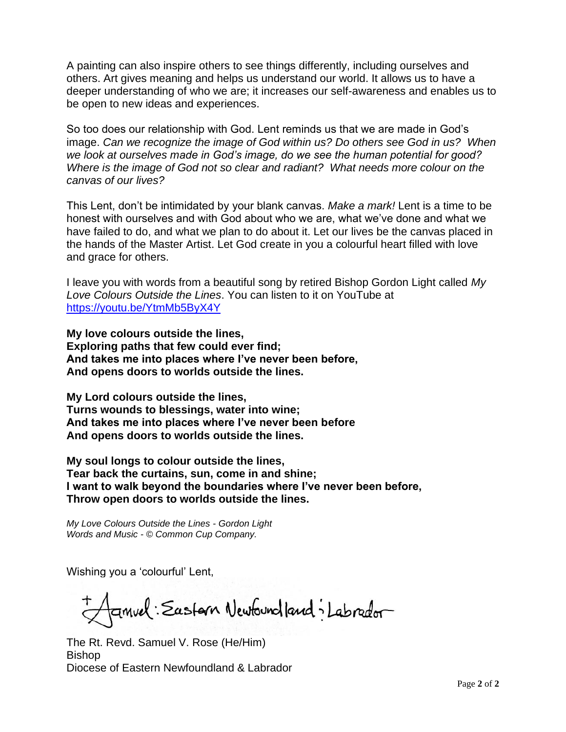A painting can also inspire others to see things differently, including ourselves and others. Art gives meaning and helps us understand our world. It allows us to have a deeper understanding of who we are; it increases our self-awareness and enables us to be open to new ideas and experiences.

So too does our relationship with God. Lent reminds us that we are made in God's image. *Can we recognize the image of God within us? Do others see God in us? When we look at ourselves made in God's image, do we see the human potential for good? Where is the image of God not so clear and radiant? What needs more colour on the canvas of our lives?*

This Lent, don't be intimidated by your blank canvas. *Make a mark!* Lent is a time to be honest with ourselves and with God about who we are, what we've done and what we have failed to do, and what we plan to do about it. Let our lives be the canvas placed in the hands of the Master Artist. Let God create in you a colourful heart filled with love and grace for others.

I leave you with words from a beautiful song by retired Bishop Gordon Light called *My Love Colours Outside the Lines*. You can listen to it on YouTube at https://youtu.be/YtmMb5ByX4Y

**My love colours outside the lines,**
**Exploring paths that few could ever find;**
**And takes me into places where I've never been before,**
**And opens doors to worlds outside the lines.**

**My Lord colours outside the lines,**
**Turns wounds to blessings, water into wine;**
**And takes me into places where I've never been before**
**And opens doors to worlds outside the lines.**

**My soul longs to colour outside the lines,**
**Tear back the curtains, sun, come in and shine;**
**I want to walk beyond the boundaries where I've never been before,**
**Throw open doors to worlds outside the lines.**

*My Love Colours Outside the Lines - Gordon Light*
*Words and Music - © Common Cup Company.*

Wishing you a 'colourful' Lent,

+Samuel: Eastern Newfoundland & Labrador

The Rt. Revd. Samuel V. Rose (He/Him)
Bishop
Diocese of Eastern Newfoundland & Labrador